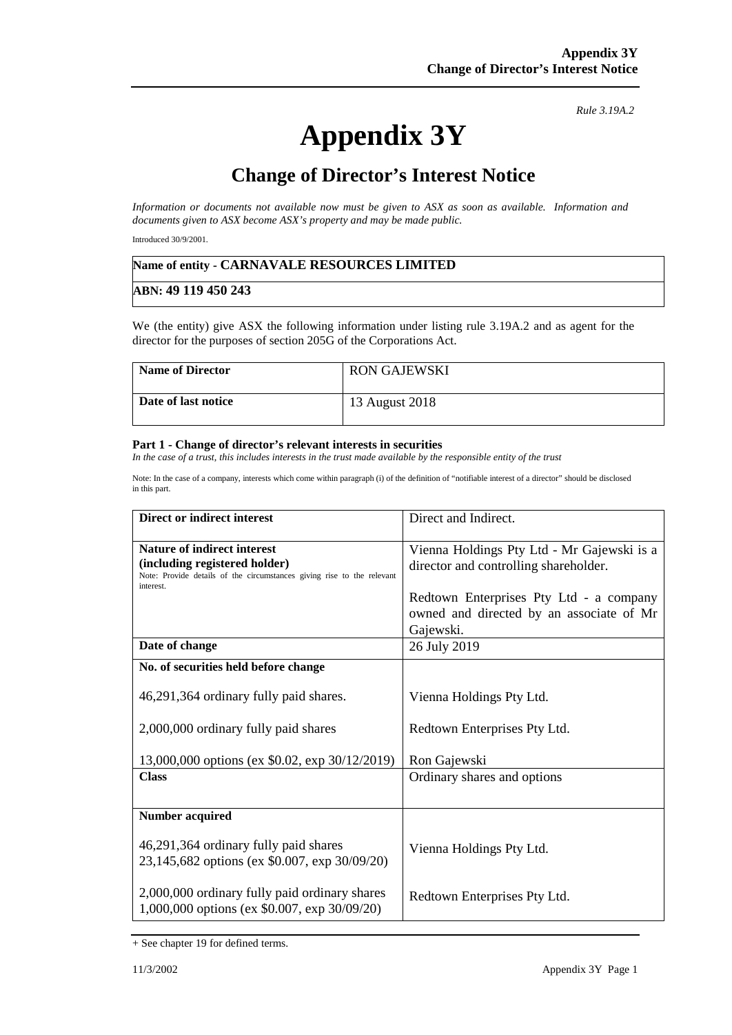*Rule 3.19A.2*

# Appendix 3Y

## Change of Director's Interest Notice

*Information or documents not available now must be given to ASX as soon as available. Information and documents given to ASX become ASX's property and may be made public.*

Introduced 30/9/2001.

| **Name of entity - CARNAVALE RESOURCES LIMITED** |
|---|
| **ABN: 49 119 450 243** |

We (the entity) give ASX the following information under listing rule 3.19A.2 and as agent for the director for the purposes of section 205G of the Corporations Act.

| **Name of Director** | RON GAJEWSKI |
|---|---|
| **Date of last notice** | 13 August 2018 |

**Part 1 - Change of director's relevant interests in securities**

*In the case of a trust, this includes interests in the trust made available by the responsible entity of the trust*

Note: In the case of a company, interests which come within paragraph (i) of the definition of "notifiable interest of a director" should be disclosed in this part.

| **Direct or indirect interest** | Direct and Indirect. |
|---|---|
| **Nature of indirect interest (including registered holder)**<br>Note: Provide details of the circumstances giving rise to the relevant interest. | Vienna Holdings Pty Ltd - Mr Gajewski is a director and controlling shareholder.<br><br>Redtown Enterprises Pty Ltd - a company owned and directed by an associate of Mr Gajewski. |
| **Date of change** | 26 July 2019 |
| **No. of securities held before change**<br><br>46,291,364 ordinary fully paid shares.<br><br>2,000,000 ordinary fully paid shares<br><br>13,000,000 options (ex $0.02, exp 30/12/2019) | <br><br>Vienna Holdings Pty Ltd.<br><br>Redtown Enterprises Pty Ltd.<br><br>Ron Gajewski |
| **Class** | Ordinary shares and options |
| **Number acquired**<br><br>46,291,364 ordinary fully paid shares<br>23,145,682 options (ex $0.007, exp 30/09/20)<br><br>2,000,000 ordinary fully paid ordinary shares<br>1,000,000 options (ex $0.007, exp 30/09/20) | <br><br>Vienna Holdings Pty Ltd.<br><br>Redtown Enterprises Pty Ltd. |

+ See chapter 19 for defined terms.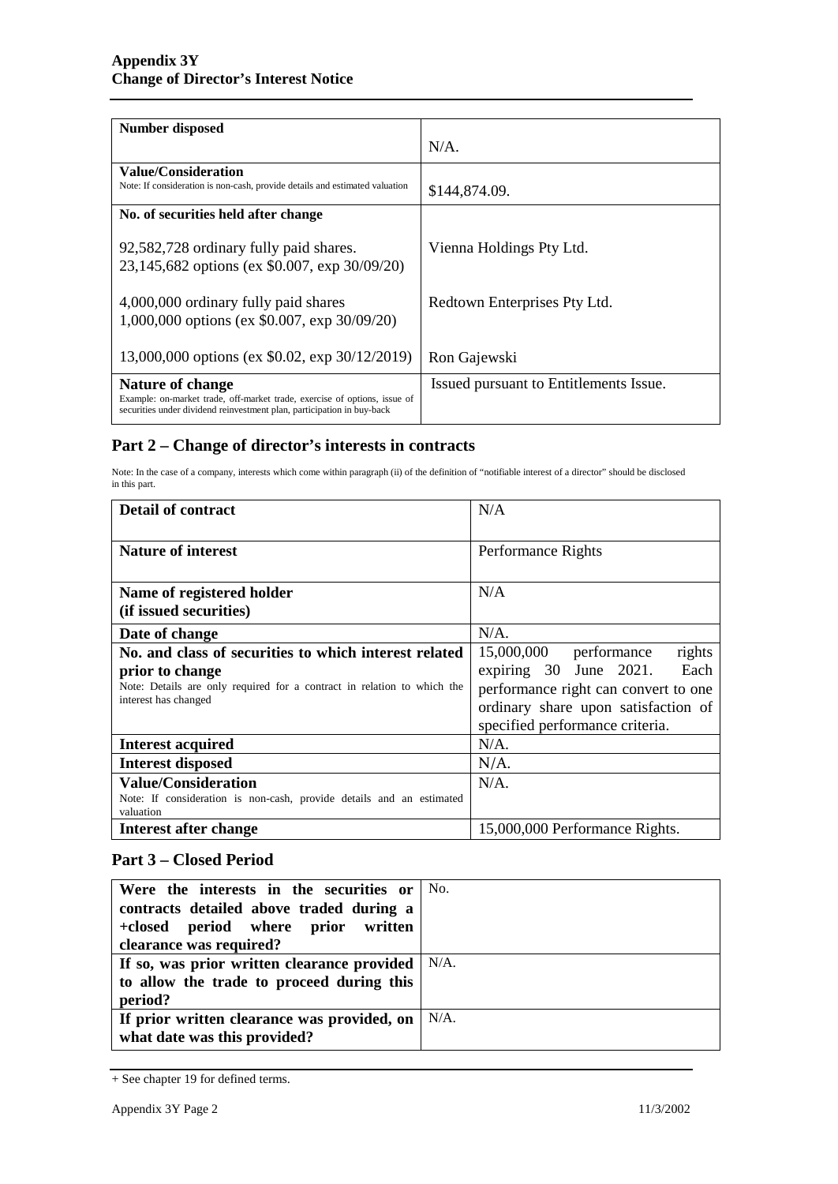| | |
|---|---|
| **Number disposed** | N/A. |
| **Value/Consideration**<br>Note: If consideration is non-cash, provide details and estimated valuation | \$144,874.09. |
| **No. of securities held after change** | |
| 92,582,728 ordinary fully paid shares.<br>23,145,682 options (ex \$0.007, exp 30/09/20) | Vienna Holdings Pty Ltd. |
| 4,000,000 ordinary fully paid shares<br>1,000,000 options (ex \$0.007, exp 30/09/20) | Redtown Enterprises Pty Ltd. |
| 13,000,000 options (ex \$0.02, exp 30/12/2019) | Ron Gajewski |
| **Nature of change**<br>Example: on-market trade, off-market trade, exercise of options, issue of securities under dividend reinvestment plan, participation in buy-back | Issued pursuant to Entitlements Issue. |

## Part 2 – Change of director's interests in contracts

Note: In the case of a company, interests which come within paragraph (ii) of the definition of "notifiable interest of a director" should be disclosed in this part.

| | |
|---|---|
| **Detail of contract** | N/A |
| **Nature of interest** | Performance Rights |
| **Name of registered holder (if issued securities)** | N/A |
| **Date of change** | N/A. |
| **No. and class of securities to which interest related prior to change**<br>Note: Details are only required for a contract in relation to which the interest has changed | 15,000,000 performance rights expiring 30 June 2021. Each performance right can convert to one ordinary share upon satisfaction of specified performance criteria. |
| **Interest acquired** | N/A. |
| **Interest disposed** | N/A. |
| **Value/Consideration**<br>Note: If consideration is non-cash, provide details and an estimated valuation | N/A. |
| **Interest after change** | 15,000,000 Performance Rights. |

## Part 3 – Closed Period

| | |
|---|---|
| **Were the interests in the securities or contracts detailed above traded during a +closed period where prior written clearance was required?** | No. |
| **If so, was prior written clearance provided to allow the trade to proceed during this period?** | N/A. |
| **If prior written clearance was provided, on what date was this provided?** | N/A. |

+ See chapter 19 for defined terms.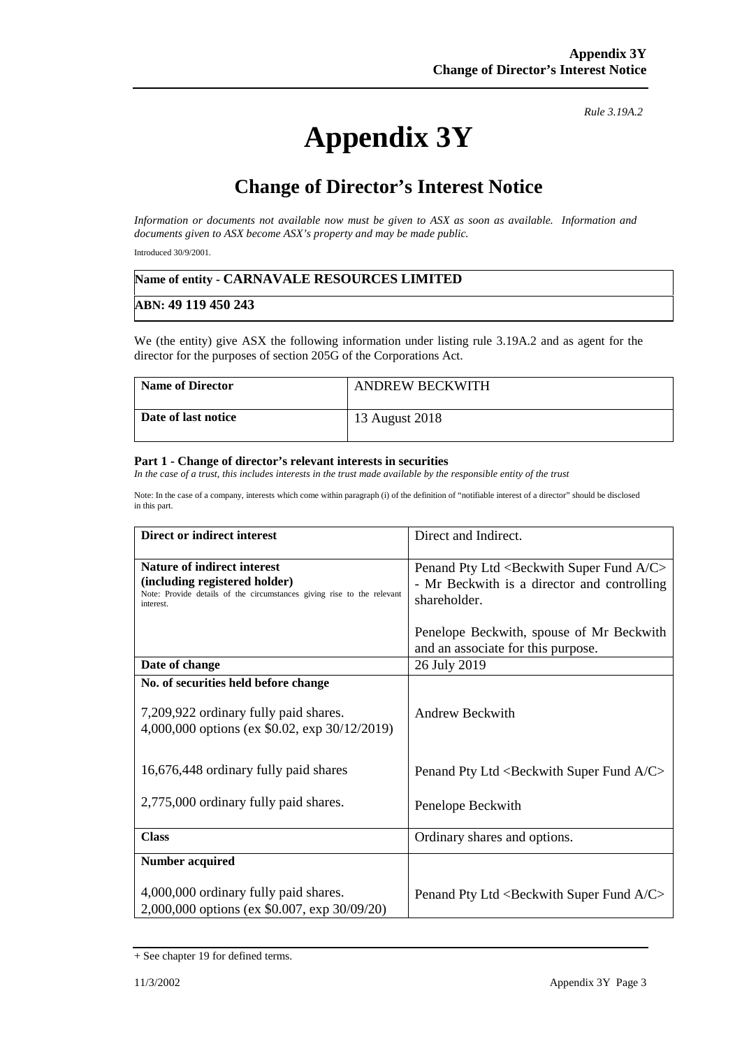*Rule 3.19A.2*

# Appendix 3Y

## Change of Director's Interest Notice

*Information or documents not available now must be given to ASX as soon as available. Information and documents given to ASX become ASX's property and may be made public.*

Introduced 30/9/2001.

| Name of entity - CARNAVALE RESOURCES LIMITED |
|---|
| ABN: 49 119 450 243 |

We (the entity) give ASX the following information under listing rule 3.19A.2 and as agent for the director for the purposes of section 205G of the Corporations Act.

| **Name of Director** | ANDREW BECKWITH |
|---|---|
| **Date of last notice** | 13 August 2018 |

**Part 1 - Change of director's relevant interests in securities**

*In the case of a trust, this includes interests in the trust made available by the responsible entity of the trust*

Note: In the case of a company, interests which come within paragraph (i) of the definition of "notifiable interest of a director" should be disclosed in this part.

| **Direct or indirect interest** | Direct and Indirect. |
|---|---|
| **Nature of indirect interest (including registered holder)** Note: Provide details of the circumstances giving rise to the relevant interest. | Penand Pty Ltd <Beckwith Super Fund A/C> - Mr Beckwith is a director and controlling shareholder.<br><br>Penelope Beckwith, spouse of Mr Beckwith and an associate for this purpose. |
| **Date of change** | 26 July 2019 |
| **No. of securities held before change**<br><br>7,209,922 ordinary fully paid shares.<br>4,000,000 options (ex $0.02, exp 30/12/2019)<br><br>16,676,448 ordinary fully paid shares<br><br>2,775,000 ordinary fully paid shares. | <br><br>Andrew Beckwith<br><br><br>Penand Pty Ltd <Beckwith Super Fund A/C><br><br>Penelope Beckwith |
| **Class** | Ordinary shares and options. |
| **Number acquired**<br><br>4,000,000 ordinary fully paid shares.<br>2,000,000 options (ex $0.007, exp 30/09/20) | <br><br>Penand Pty Ltd <Beckwith Super Fund A/C> |

+ See chapter 19 for defined terms.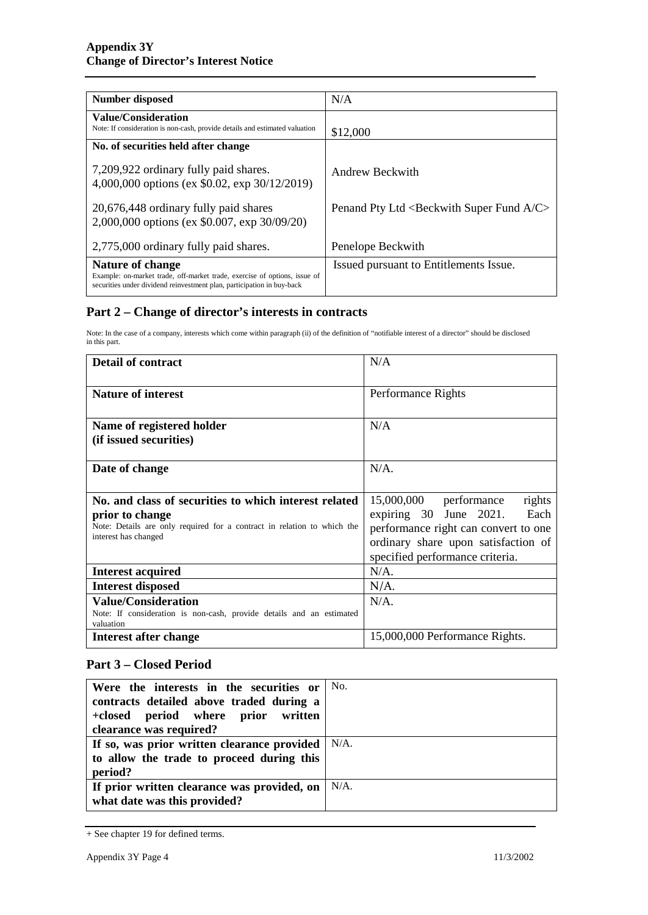| Number disposed | N/A |
| --- | --- |
| **Value/Consideration**<br>Note: If consideration is non-cash, provide details and estimated valuation | $12,000 |
| **No. of securities held after change**<br><br>7,209,922 ordinary fully paid shares.<br>4,000,000 options (ex $0.02, exp 30/12/2019)<br><br>20,676,448 ordinary fully paid shares<br>2,000,000 options (ex $0.007, exp 30/09/20)<br><br>2,775,000 ordinary fully paid shares. | <br><br>Andrew Beckwith<br><br><br>Penand Pty Ltd <Beckwith Super Fund A/C><br><br><br>Penelope Beckwith |
| **Nature of change**<br>Example: on-market trade, off-market trade, exercise of options, issue of securities under dividend reinvestment plan, participation in buy-back | Issued pursuant to Entitlements Issue. |

## Part 2 – Change of director's interests in contracts

Note: In the case of a company, interests which come within paragraph (ii) of the definition of "notifiable interest of a director" should be disclosed in this part.

| **Detail of contract** | N/A |
| --- | --- |
| **Nature of interest** | Performance Rights |
| **Name of registered holder (if issued securities)** | N/A |
| **Date of change** | N/A. |
| **No. and class of securities to which interest related prior to change**<br>Note: Details are only required for a contract in relation to which the interest has changed | 15,000,000 performance rights expiring 30 June 2021. Each performance right can convert to one ordinary share upon satisfaction of specified performance criteria. |
| **Interest acquired** | N/A. |
| **Interest disposed** | N/A. |
| **Value/Consideration**<br>Note: If consideration is non-cash, provide details and an estimated valuation | N/A. |
| **Interest after change** | 15,000,000 Performance Rights. |

## Part 3 – Closed Period

| **Were the interests in the securities or contracts detailed above traded during a +closed period where prior written clearance was required?** | No. |
| --- | --- |
| **If so, was prior written clearance provided to allow the trade to proceed during this period?** | N/A. |
| **If prior written clearance was provided, on what date was this provided?** | N/A. |

+ See chapter 19 for defined terms.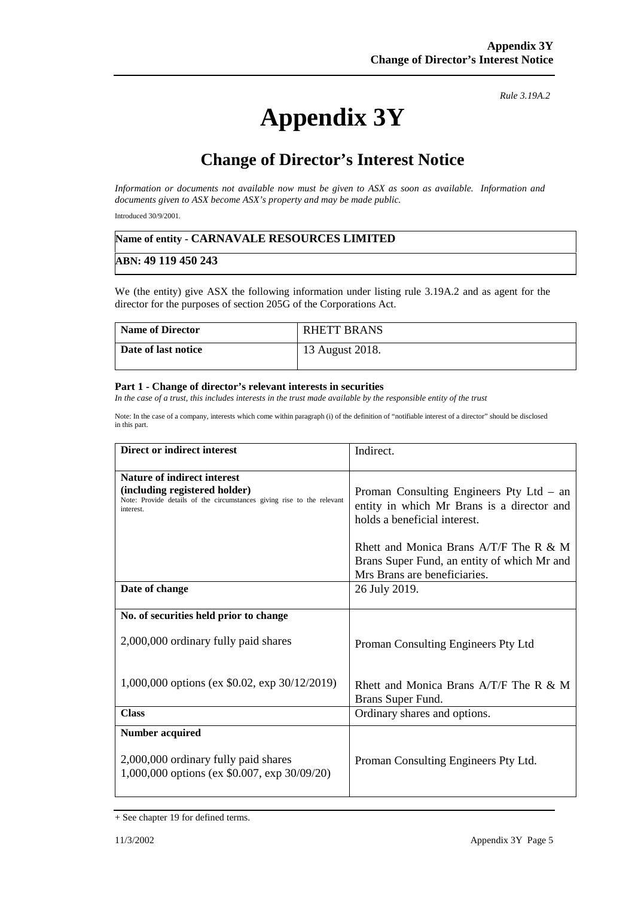*Rule 3.19A.2*

# Appendix 3Y

## Change of Director's Interest Notice

*Information or documents not available now must be given to ASX as soon as available. Information and documents given to ASX become ASX's property and may be made public.*

Introduced 30/9/2001.

| **Name of entity - CARNAVALE RESOURCES LIMITED** |
|---|
| **ABN: 49 119 450 243** |

We (the entity) give ASX the following information under listing rule 3.19A.2 and as agent for the director for the purposes of section 205G of the Corporations Act.

| **Name of Director** | RHETT BRANS |
|---|---|
| **Date of last notice** | 13 August 2018. |

#### Part 1 - Change of director's relevant interests in securities

*In the case of a trust, this includes interests in the trust made available by the responsible entity of the trust*

Note: In the case of a company, interests which come within paragraph (i) of the definition of "notifiable interest of a director" should be disclosed in this part.

| **Direct or indirect interest** | Indirect. |
|---|---|
| **Nature of indirect interest (including registered holder)**<br>Note: Provide details of the circumstances giving rise to the relevant interest. | Proman Consulting Engineers Pty Ltd – an entity in which Mr Brans is a director and holds a beneficial interest.<br><br>Rhett and Monica Brans A/T/F The R & M Brans Super Fund, an entity of which Mr and Mrs Brans are beneficiaries. |
| **Date of change** | 26 July 2019. |
| **No. of securities held prior to change**<br><br>2,000,000 ordinary fully paid shares<br><br>1,000,000 options (ex $0.02, exp 30/12/2019) | <br><br>Proman Consulting Engineers Pty Ltd<br><br>Rhett and Monica Brans A/T/F The R & M Brans Super Fund. |
| **Class** | Ordinary shares and options. |
| **Number acquired**<br><br>2,000,000 ordinary fully paid shares<br>1,000,000 options (ex $0.007, exp 30/09/20) | <br><br>Proman Consulting Engineers Pty Ltd. |

+ See chapter 19 for defined terms.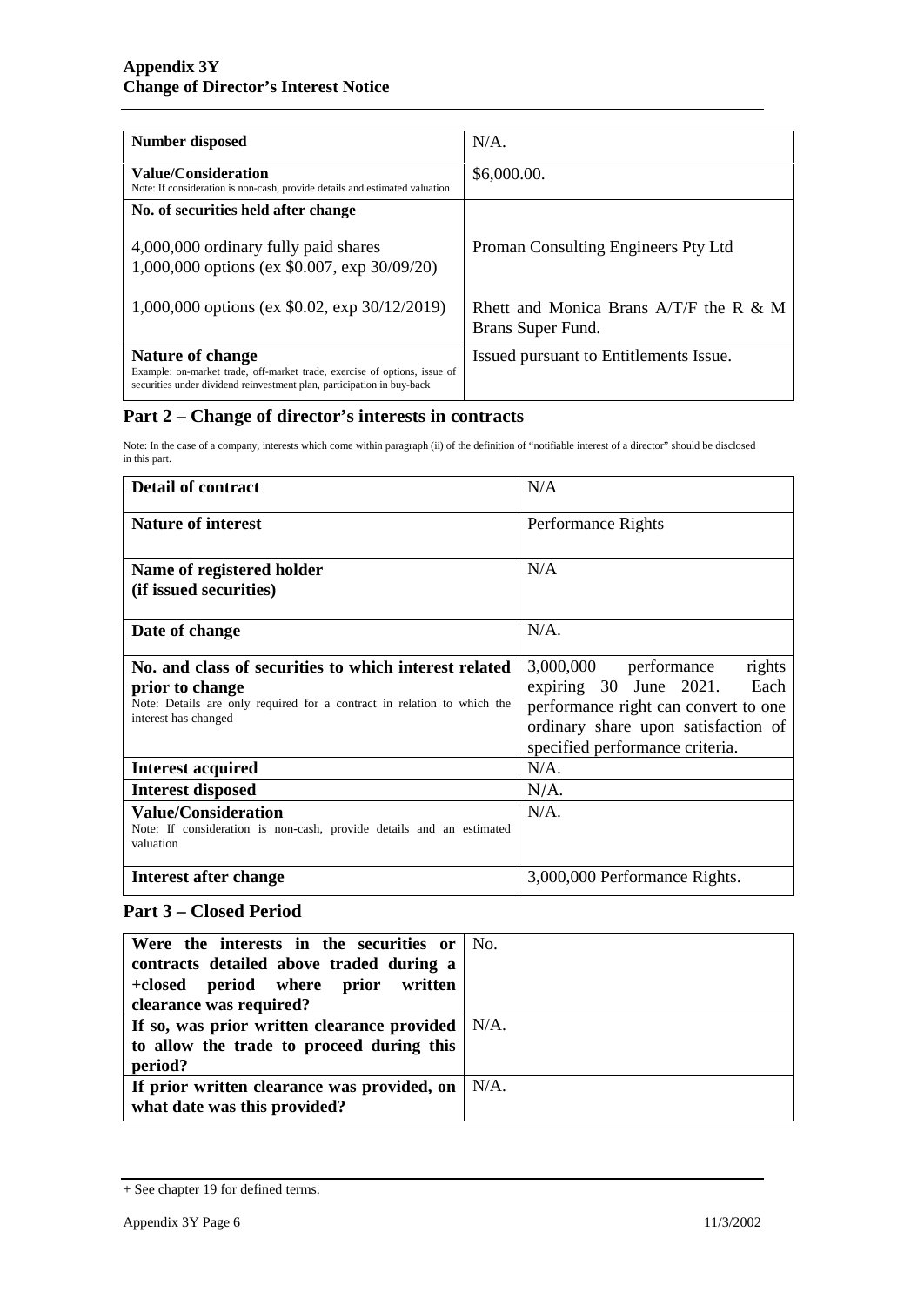| | |
|---|---|
| **Number disposed** | N/A. |
| **Value/Consideration**<br>Note: If consideration is non-cash, provide details and estimated valuation | $6,000.00. |
| **No. of securities held after change**<br><br>4,000,000 ordinary fully paid shares<br>1,000,000 options (ex $0.007, exp 30/09/20)<br><br>1,000,000 options (ex $0.02, exp 30/12/2019) | <br><br>Proman Consulting Engineers Pty Ltd<br><br><br>Rhett and Monica Brans A/T/F the R & M Brans Super Fund. |
| **Nature of change**<br>Example: on-market trade, off-market trade, exercise of options, issue of securities under dividend reinvestment plan, participation in buy-back | Issued pursuant to Entitlements Issue. |

## Part 2 – Change of director's interests in contracts

Note: In the case of a company, interests which come within paragraph (ii) of the definition of "notifiable interest of a director" should be disclosed in this part.

| | |
|---|---|
| **Detail of contract** | N/A |
| **Nature of interest** | Performance Rights |
| **Name of registered holder**<br>**(if issued securities)** | N/A |
| **Date of change** | N/A. |
| **No. and class of securities to which interest related prior to change**<br>Note: Details are only required for a contract in relation to which the interest has changed | 3,000,000 performance rights expiring 30 June 2021. Each performance right can convert to one ordinary share upon satisfaction of specified performance criteria. |
| **Interest acquired** | N/A. |
| **Interest disposed** | N/A. |
| **Value/Consideration**<br>Note: If consideration is non-cash, provide details and an estimated valuation | N/A. |
| **Interest after change** | 3,000,000 Performance Rights. |

## Part 3 – Closed Period

| | |
|---|---|
| **Were the interests in the securities or contracts detailed above traded during a +closed period where prior written clearance was required?** | No. |
| **If so, was prior written clearance provided to allow the trade to proceed during this period?** | N/A. |
| **If prior written clearance was provided, on what date was this provided?** | N/A. |

+ See chapter 19 for defined terms.